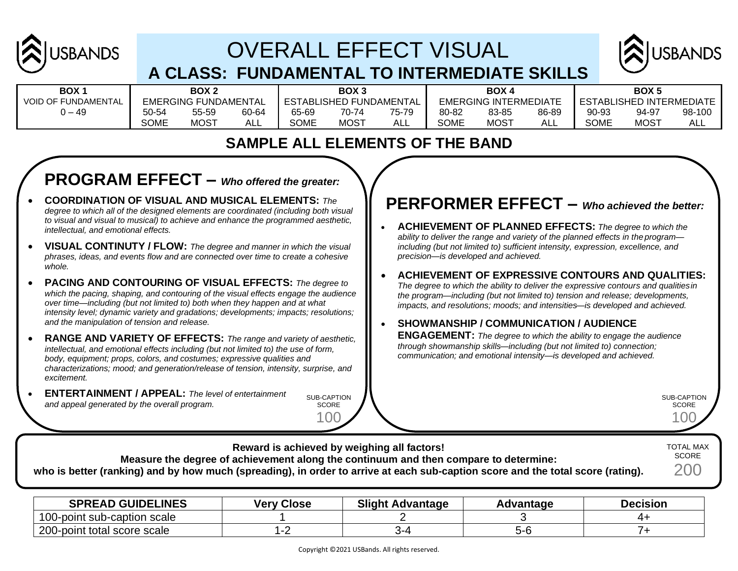# OVERALL EFFECT VISUAL

## A CLASS: FUNDAMENTAL TO INTERMEDIATE SKILLS

| BOX 1 | BOX 2 | | | BOX 3 | | | BOX 4 | | | BOX 5 | | |
|---|---|---|---|---|---|---|---|---|---|---|---|---|
| VOID OF FUNDAMENTAL | EMERGING FUNDAMENTAL | | | ESTABLISHED FUNDAMENTAL | | | EMERGING INTERMEDIATE | | | ESTABLISHED INTERMEDIATE | | |
| 0 – 49 | 50-54 | 55-59 | 60-64 | 65-69 | 70-74 | 75-79 | 80-82 | 83-85 | 86-89 | 90-93 | 94-97 | 98-100 |
| | SOME | MOST | ALL | SOME | MOST | ALL | SOME | MOST | ALL | SOME | MOST | ALL |

## SAMPLE ALL ELEMENTS OF THE BAND

## PROGRAM EFFECT – *Who offered the greater:*

- **COORDINATION OF VISUAL AND MUSICAL ELEMENTS:** *The degree to which all of the designed elements are coordinated (including both visual to visual and visual to musical) to achieve and enhance the programmed aesthetic, intellectual, and emotional effects.*
- **VISUAL CONTINUTY / FLOW:** *The degree and manner in which the visual phrases, ideas, and events flow and are connected over time to create a cohesive whole.*
- **PACING AND CONTOURING OF VISUAL EFFECTS:** *The degree to which the pacing, shaping, and contouring of the visual effects engage the audience over time—including (but not limited to) both when they happen and at what intensity level; dynamic variety and gradations; developments; impacts; resolutions; and the manipulation of tension and release.*
- **RANGE AND VARIETY OF EFFECTS:** *The range and variety of aesthetic, intellectual, and emotional effects including (but not limited to) the use of form, body, equipment; props, colors, and costumes; expressive qualities and characterizations; mood; and generation/release of tension, intensity, surprise, and excitement.*
- **ENTERTAINMENT / APPEAL:** *The level of entertainment and appeal generated by the overall program.*

SUB-CAPTION SCORE 100

## PERFORMER EFFECT – *Who achieved the better:*

- **ACHIEVEMENT OF PLANNED EFFECTS:** *The degree to which the ability to deliver the range and variety of the planned effects in the program—including (but not limited to) sufficient intensity, expression, excellence, and precision—is developed and achieved.*
- **ACHIEVEMENT OF EXPRESSIVE CONTOURS AND QUALITIES:** *The degree to which the ability to deliver the expressive contours and qualities in the program—including (but not limited to) tension and release; developments, impacts, and resolutions; moods; and intensities—is developed and achieved.*
- **SHOWMANSHIP / COMMUNICATION / AUDIENCE ENGAGEMENT:** *The degree to which the ability to engage the audience through showmanship skills—including (but not limited to) connection; communication; and emotional intensity—is developed and achieved.*

SUB-CAPTION SCORE 100

**Reward is achieved by weighing all factors!**
**Measure the degree of achievement along the continuum and then compare to determine:**
**who is better (ranking) and by how much (spreading), in order to arrive at each sub-caption score and the total score (rating).**

TOTAL MAX SCORE 200

| SPREAD GUIDELINES | Very Close | Slight Advantage | Advantage | Decision |
|---|---|---|---|---|
| 100-point sub-caption scale | 1 | 2 | 3 | 4+ |
| 200-point total score scale | 1-2 | 3-4 | 5-6 | 7+ |

Copyright ©2021 USBands. All rights reserved.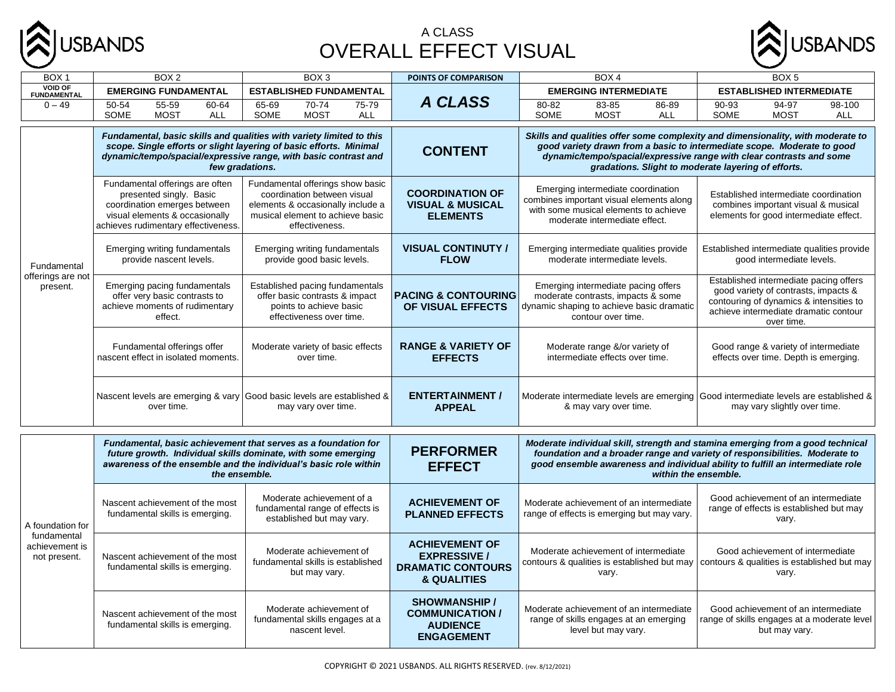# A CLASS
# OVERALL EFFECT VISUAL

| BOX 1 | BOX 2 | | | BOX 3 | | | POINTS OF COMPARISON | BOX 4 | | | BOX 5 | | |
|---|---|---|---|---|---|---|---|---|---|---|---|---|---|
| VOID OF FUNDAMENTAL | EMERGING FUNDAMENTAL | | | ESTABLISHED FUNDAMENTAL | | | **A CLASS** | EMERGING INTERMEDIATE | | | ESTABLISHED INTERMEDIATE | | |
| 0 – 49 | 50-54 SOME | 55-59 MOST | 60-64 ALL | 65-69 SOME | 70-74 MOST | 75-79 ALL | | 80-82 SOME | 83-85 MOST | 86-89 ALL | 90-93 SOME | 94-97 MOST | 98-100 ALL |

| BOX 1 | BOX 2 | BOX 3 | POINTS OF COMPARISON | BOX 4 | BOX 5 |
|---|---|---|---|---|---|
| Fundamental offerings are not present. | ***Fundamental, basic skills and qualities with variety limited to this scope. Single efforts or slight layering of basic efforts. Minimal dynamic/tempo/spacial/expressive range, with basic contrast and few gradations.*** | | **CONTENT** | ***Skills and qualities offer some complexity and dimensionality, with moderate to good variety drawn from a basic to intermediate scope. Moderate to good dynamic/tempo/spacial/expressive range with clear contrasts and some gradations. Slight to moderate layering of efforts.*** | |
| | Fundamental offerings are often presented singly. Basic coordination emerges between visual elements & occasionally achieves rudimentary effectiveness. | Fundamental offerings show basic coordination between visual elements & occasionally include a musical element to achieve basic effectiveness. | **COORDINATION OF VISUAL & MUSICAL ELEMENTS** | Emerging intermediate coordination combines important visual elements along with some musical elements to achieve moderate intermediate effect. | Established intermediate coordination combines important visual & musical elements for good intermediate effect. |
| | Emerging writing fundamentals provide nascent levels. | Emerging writing fundamentals provide good basic levels. | **VISUAL CONTINUTY / FLOW** | Emerging intermediate qualities provide moderate intermediate levels. | Established intermediate qualities provide good intermediate levels. |
| | Emerging pacing fundamentals offer very basic contrasts to achieve moments of rudimentary effect. | Established pacing fundamentals offer basic contrasts & impact points to achieve basic effectiveness over time. | **PACING & CONTOURING OF VISUAL EFFECTS** | Emerging intermediate pacing offers moderate contrasts, impacts & some dynamic shaping to achieve basic dramatic contour over time. | Established intermediate pacing offers good variety of contrasts, impacts & contouring of dynamics & intensities to achieve intermediate dramatic contour over time. |
| | Fundamental offerings offer nascent effect in isolated moments. | Moderate variety of basic effects over time. | **RANGE & VARIETY OF EFFECTS** | Moderate range &/or variety of intermediate effects over time. | Good range & variety of intermediate effects over time. Depth is emerging. |
| | Nascent levels are emerging & vary over time. | Good basic levels are established & may vary over time. | **ENTERTAINMENT / APPEAL** | Moderate intermediate levels are emerging & may vary over time. | Good intermediate levels are established & may vary slightly over time. |

| BOX 1 | BOX 2 | BOX 3 | POINTS OF COMPARISON | BOX 4 | BOX 5 |
|---|---|---|---|---|---|
| A foundation for fundamental achievement is not present. | ***Fundamental, basic achievement that serves as a foundation for future growth. Individual skills dominate, with some emerging awareness of the ensemble and the individual's basic role within the ensemble.*** | | **PERFORMER EFFECT** | ***Moderate individual skill, strength and stamina emerging from a good technical foundation and a broader range and variety of responsibilities. Moderate to good ensemble awareness and individual ability to fulfill an intermediate role within the ensemble.*** | |
| | Nascent achievement of the most fundamental skills is emerging. | Moderate achievement of a fundamental range of effects is established but may vary. | **ACHIEVEMENT OF PLANNED EFFECTS** | Moderate achievement of an intermediate range of effects is emerging but may vary. | Good achievement of an intermediate range of effects is established but may vary. |
| | Nascent achievement of the most fundamental skills is emerging. | Moderate achievement of fundamental skills is established but may vary. | **ACHIEVEMENT OF EXPRESSIVE / DRAMATIC CONTOURS & QUALITIES** | Moderate achievement of intermediate contours & qualities is established but may vary. | Good achievement of intermediate contours & qualities is established but may vary. |
| | Nascent achievement of the most fundamental skills is emerging. | Moderate achievement of fundamental skills engages at a nascent level. | **SHOWMANSHIP / COMMUNICATION / AUDIENCE ENGAGEMENT** | Moderate achievement of an intermediate range of skills engages at an emerging level but may vary. | Good achievement of an intermediate range of skills engages at a moderate level but may vary. |

COPYRIGHT © 2021 USBANDS. ALL RIGHTS RESERVED. (rev. 8/12/2021)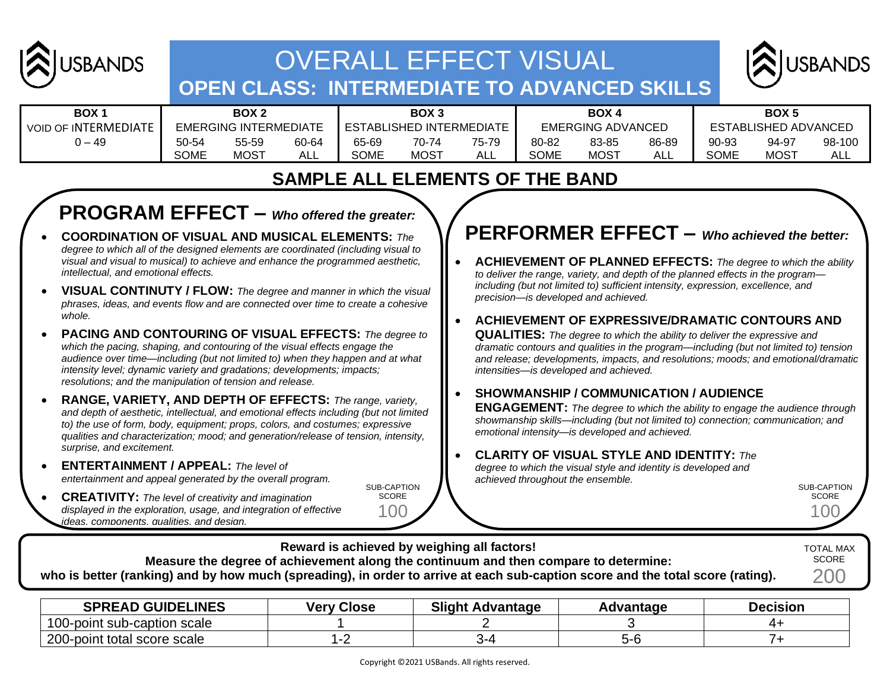# OVERALL EFFECT VISUAL

## OPEN CLASS: INTERMEDIATE TO ADVANCED SKILLS

| BOX 1 | BOX 2 | | | BOX 3 | | | BOX 4 | | | BOX 5 | | |
|---|---|---|---|---|---|---|---|---|---|---|---|---|
| VOID OF INTERMEDIATE | EMERGING INTERMEDIATE | | | ESTABLISHED INTERMEDIATE | | | EMERGING ADVANCED | | | ESTABLISHED ADVANCED | | |
| 0 – 49 | 50-54 SOME | 55-59 MOST | 60-64 ALL | 65-69 SOME | 70-74 MOST | 75-79 ALL | 80-82 SOME | 83-85 MOST | 86-89 ALL | 90-93 SOME | 94-97 MOST | 98-100 ALL |

## SAMPLE ALL ELEMENTS OF THE BAND

## PROGRAM EFFECT – *Who offered the greater:*

- **COORDINATION OF VISUAL AND MUSICAL ELEMENTS:** *The degree to which all of the designed elements are coordinated (including visual to visual and visual to musical) to achieve and enhance the programmed aesthetic, intellectual, and emotional effects.*
- **VISUAL CONTINUTY / FLOW:** *The degree and manner in which the visual phrases, ideas, and events flow and are connected over time to create a cohesive whole.*
- **PACING AND CONTOURING OF VISUAL EFFECTS:** *The degree to which the pacing, shaping, and contouring of the visual effects engage the audience over time—including (but not limited to) when they happen and at what intensity level; dynamic variety and gradations; developments; impacts; resolutions; and the manipulation of tension and release.*
- **RANGE, VARIETY, AND DEPTH OF EFFECTS:** *The range, variety, and depth of aesthetic, intellectual, and emotional effects including (but not limited to) the use of form, body, equipment; props, colors, and costumes; expressive qualities and characterization; mood; and generation/release of tension, intensity, surprise, and excitement.*
- **ENTERTAINMENT / APPEAL:** *The level of entertainment and appeal generated by the overall program.*
- **CREATIVITY:** *The level of creativity and imagination displayed in the exploration, usage, and integration of effective ideas, components, qualities, and design.*

SUB-CAPTION SCORE 100

## PERFORMER EFFECT – *Who achieved the better:*

- **ACHIEVEMENT OF PLANNED EFFECTS:** *The degree to which the ability to deliver the range, variety, and depth of the planned effects in the program—including (but not limited to) sufficient intensity, expression, excellence, and precision—is developed and achieved.*
- **ACHIEVEMENT OF EXPRESSIVE/DRAMATIC CONTOURS AND QUALITIES:** *The degree to which the ability to deliver the expressive and dramatic contours and qualities in the program—including (but not limited to) tension and release; developments, impacts, and resolutions; moods; and emotional/dramatic intensities—is developed and achieved.*
- **SHOWMANSHIP / COMMUNICATION / AUDIENCE ENGAGEMENT:** *The degree to which the ability to engage the audience through showmanship skills—including (but not limited to) connection; communication; and emotional intensity—is developed and achieved.*
- **CLARITY OF VISUAL STYLE AND IDENTITY:** *The degree to which the visual style and identity is developed and achieved throughout the ensemble.*

SUB-CAPTION SCORE 100

**Reward is achieved by weighing all factors!**
**Measure the degree of achievement along the continuum and then compare to determine:**
**who is better (ranking) and by how much (spreading), in order to arrive at each sub-caption score and the total score (rating).**

TOTAL MAX SCORE 200

| SPREAD GUIDELINES | Very Close | Slight Advantage | Advantage | Decision |
|---|---|---|---|---|
| 100-point sub-caption scale | 1 | 2 | 3 | 4+ |
| 200-point total score scale | 1-2 | 3-4 | 5-6 | 7+ |

Copyright ©2021 USBands. All rights reserved.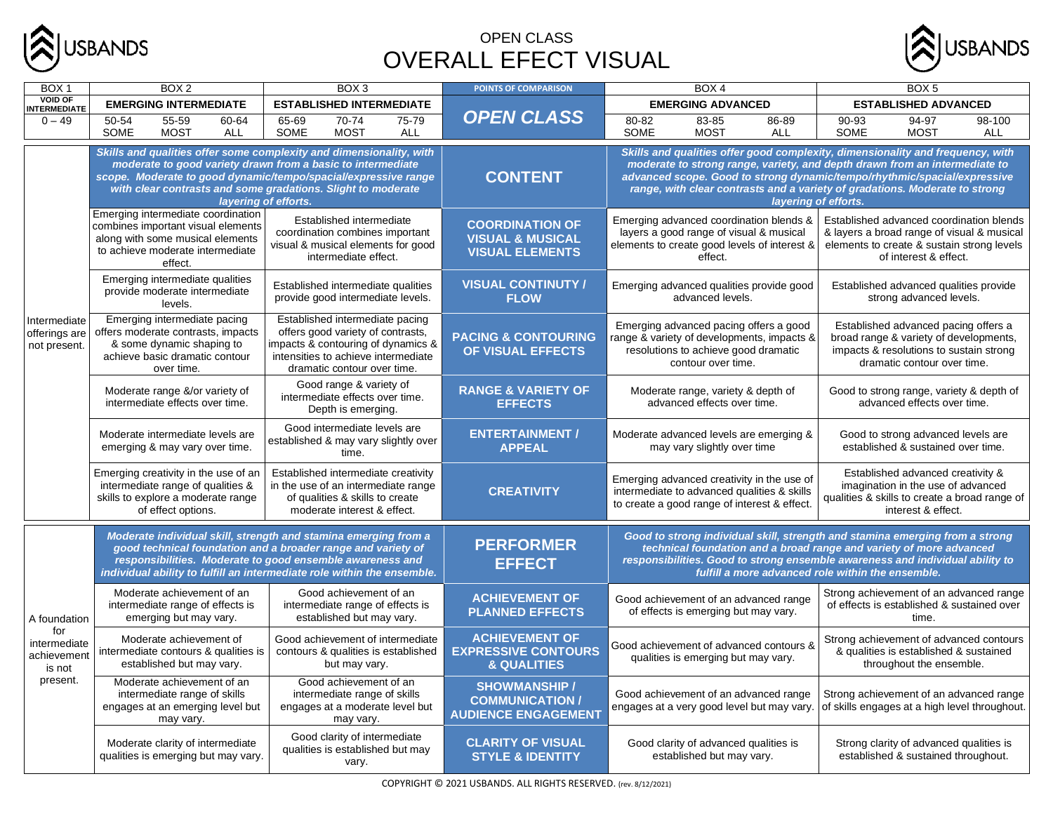# OPEN CLASS
# OVERALL EFFECT VISUAL

| BOX 1 | BOX 2 | | | BOX 3 | | | POINTS OF COMPARISON | BOX 4 | | | BOX 5 | | |
|---|---|---|---|---|---|---|---|---|---|---|---|---|---|
| VOID OF INTERMEDIATE | EMERGING INTERMEDIATE | | | ESTABLISHED INTERMEDIATE | | | **OPEN CLASS** | EMERGING ADVANCED | | | ESTABLISHED ADVANCED | | |
| 0 – 49 | 50-54 SOME | 55-59 MOST | 60-64 ALL | 65-69 SOME | 70-74 MOST | 75-79 ALL | | 80-82 SOME | 83-85 MOST | 86-89 ALL | 90-93 SOME | 94-97 MOST | 98-100 ALL |

| BOX 1 | BOX 2 | BOX 3 | POINTS OF COMPARISON | BOX 4 | BOX 5 |
|---|---|---|---|---|---|
| Intermediate offerings are not present. | ***Skills and qualities offer some complexity and dimensionality, with moderate to good variety drawn from a basic to intermediate scope. Moderate to good dynamic/tempo/spacial/expressive range with clear contrasts and some gradations. Slight to moderate layering of efforts.*** | | **CONTENT** | ***Skills and qualities offer good complexity, dimensionality and frequency, with moderate to strong range, variety, and depth drawn from an intermediate to advanced scope. Good to strong dynamic/tempo/rhythmic/spacial/expressive range, with clear contrasts and a variety of gradations. Moderate to strong layering of efforts.*** | |
| | Emerging intermediate coordination combines important visual elements along with some musical elements to achieve moderate intermediate effect. | Established intermediate coordination combines important visual & musical elements for good intermediate effect. | **COORDINATION OF VISUAL & MUSICAL VISUAL ELEMENTS** | Emerging advanced coordination blends & layers a good range of visual & musical elements to create good levels of interest & effect. | Established advanced coordination blends & layers a broad range of visual & musical elements to create & sustain strong levels of interest & effect. |
| | Emerging intermediate qualities provide moderate intermediate levels. | Established intermediate qualities provide good intermediate levels. | **VISUAL CONTINUITY / FLOW** | Emerging advanced qualities provide good advanced levels. | Established advanced qualities provide strong advanced levels. |
| | Emerging intermediate pacing offers moderate contrasts, impacts & some dynamic shaping to achieve basic dramatic contour over time. | Established intermediate pacing offers good variety of contrasts, impacts & contouring of dynamics & intensities to achieve intermediate dramatic contour over time. | **PACING & CONTOURING OF VISUAL EFFECTS** | Emerging advanced pacing offers a good range & variety of developments, impacts & resolutions to achieve good dramatic contour over time. | Established advanced pacing offers a broad range & variety of developments, impacts & resolutions to sustain strong dramatic contour over time. |
| | Moderate range &/or variety of intermediate effects over time. | Good range & variety of intermediate effects over time. Depth is emerging. | **RANGE & VARIETY OF EFFECTS** | Moderate range, variety & depth of advanced effects over time. | Good to strong range, variety & depth of advanced effects over time. |
| | Moderate intermediate levels are emerging & may vary over time. | Good intermediate levels are established & may vary slightly over time. | **ENTERTAINMENT / APPEAL** | Moderate advanced levels are emerging & may vary slightly over time | Good to strong advanced levels are established & sustained over time. |
| | Emerging creativity in the use of an intermediate range of qualities & skills to explore a moderate range of effect options. | Established intermediate creativity in the use of an intermediate range of qualities & skills to create moderate interest & effect. | **CREATIVITY** | Emerging advanced creativity in the use of intermediate to advanced qualities & skills to create a good range of interest & effect. | Established advanced creativity & imagination in the use of advanced qualities & skills to create a broad range of interest & effect. |

| BOX 1 | BOX 2 | BOX 3 | POINTS OF COMPARISON | BOX 4 | BOX 5 |
|---|---|---|---|---|---|
| A foundation for intermediate achievement is not present. | ***Moderate individual skill, strength and stamina emerging from a good technical foundation and a broader range and variety of responsibilities. Moderate to good ensemble awareness and individual ability to fulfill an intermediate role within the ensemble.*** | | **PERFORMER EFFECT** | ***Good to strong individual skill, strength and stamina emerging from a strong technical foundation and a broad range and variety of more advanced responsibilities. Good to strong ensemble awareness and individual ability to fulfill a more advanced role within the ensemble.*** | |
| | Moderate achievement of an intermediate range of effects is emerging but may vary. | Good achievement of an intermediate range of effects is established but may vary. | **ACHIEVEMENT OF PLANNED EFFECTS** | Good achievement of an advanced range of effects is emerging but may vary. | Strong achievement of an advanced range of effects is established & sustained over time. |
| | Moderate achievement of intermediate contours & qualities is established but may vary. | Good achievement of intermediate contours & qualities is established but may vary. | **ACHIEVEMENT OF EXPRESSIVE CONTOURS & QUALITIES** | Good achievement of advanced contours & qualities is emerging but may vary. | Strong achievement of advanced contours & qualities is established & sustained throughout the ensemble. |
| | Moderate achievement of an intermediate range of skills engages at an emerging level but may vary. | Good achievement of an intermediate range of skills engages at a moderate level but may vary. | **SHOWMANSHIP / COMMUNICATION / AUDIENCE ENGAGEMENT** | Good achievement of an advanced range engages at a very good level but may vary. | Strong achievement of an advanced range of skills engages at a high level throughout. |
| | Moderate clarity of intermediate qualities is emerging but may vary. | Good clarity of intermediate qualities is established but may vary. | **CLARITY OF VISUAL STYLE & IDENTITY** | Good clarity of advanced qualities is established but may vary. | Strong clarity of advanced qualities is established & sustained throughout. |

COPYRIGHT © 2021 USBANDS. ALL RIGHTS RESERVED. (rev. 8/12/2021)